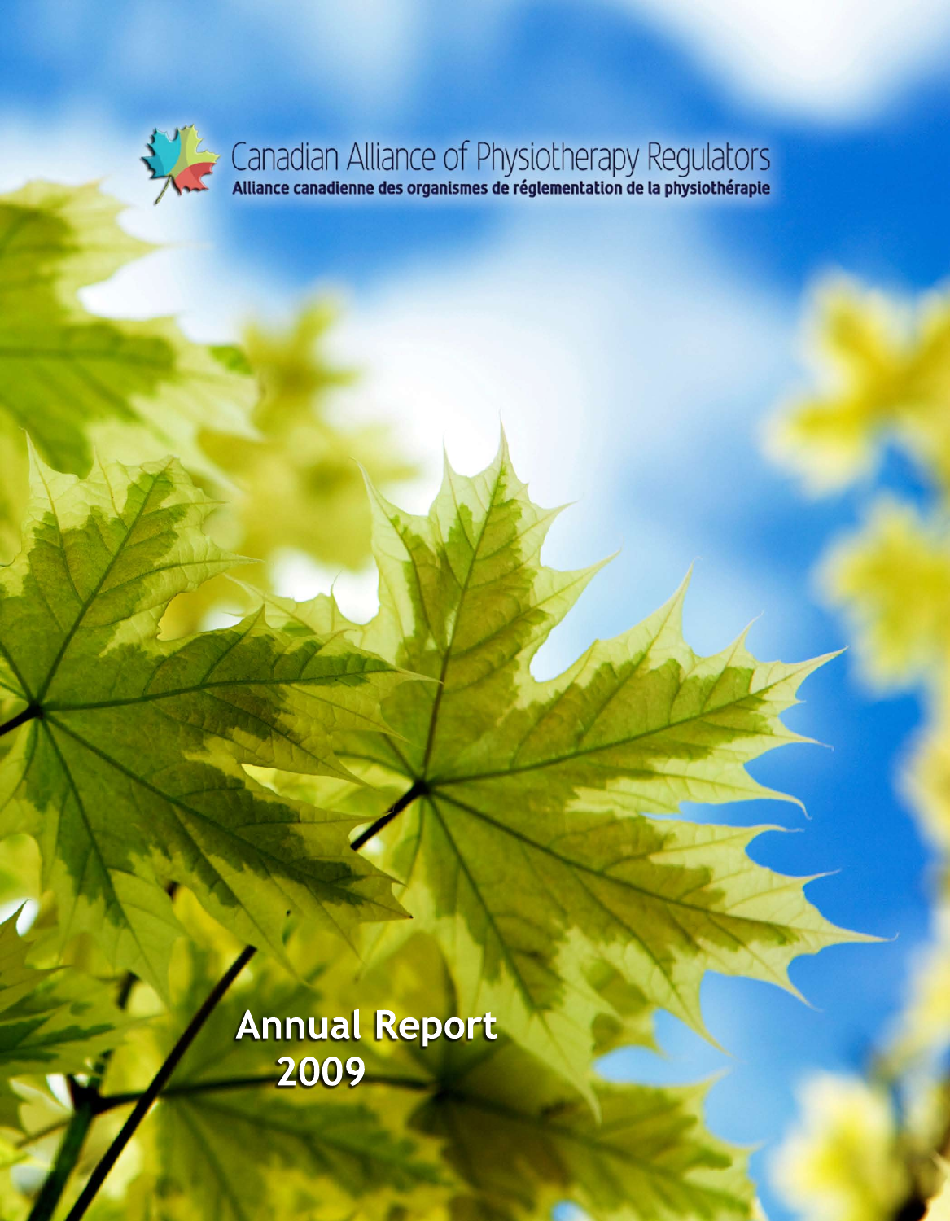Canadian Alliance of Physiotherapy Regulators

Alliance canadienne des organismes de réglementation de la physiothérapie

# Annual Report 2009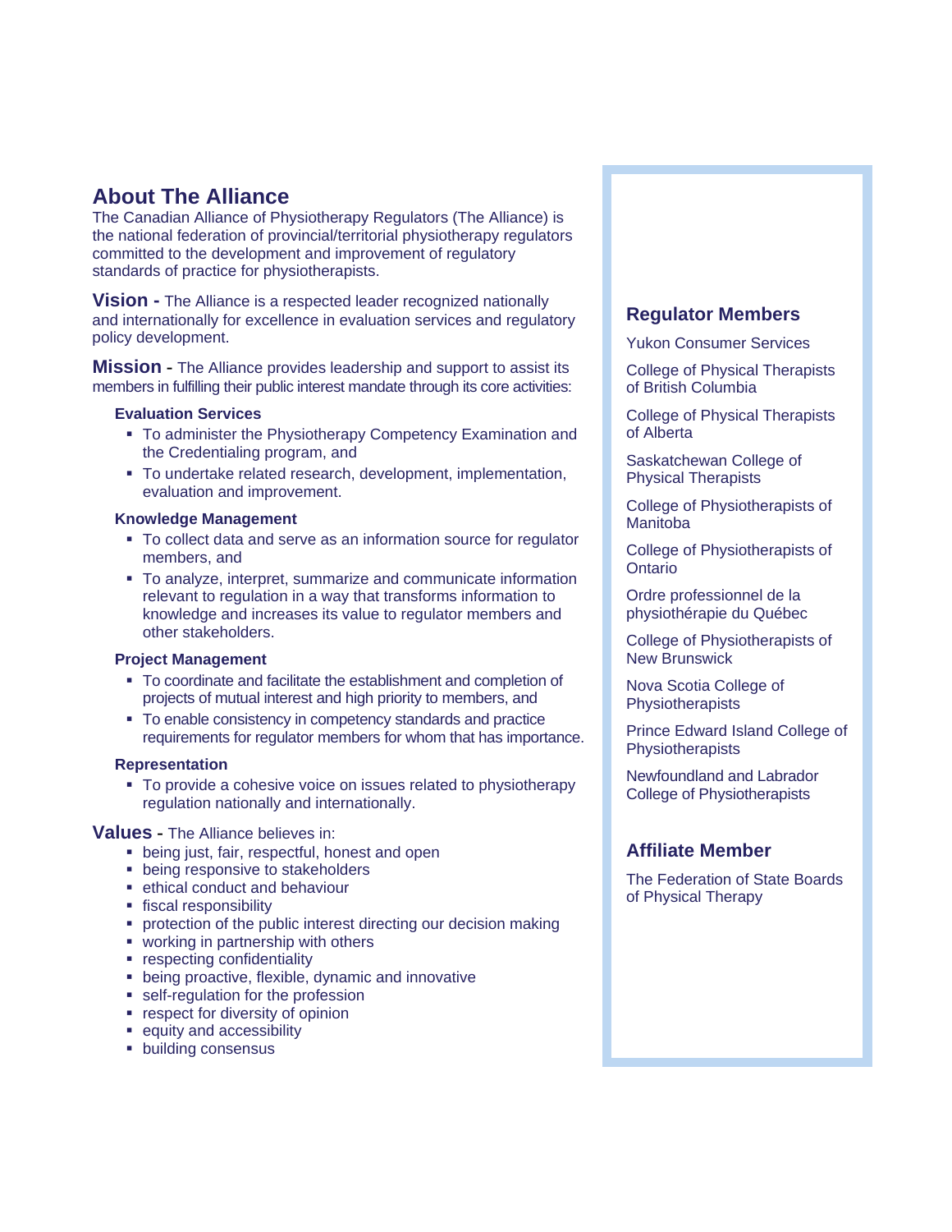## About The Alliance

The Canadian Alliance of Physiotherapy Regulators (The Alliance) is the national federation of provincial/territorial physiotherapy regulators committed to the development and improvement of regulatory standards of practice for physiotherapists.

**Vision -** The Alliance is a respected leader recognized nationally and internationally for excellence in evaluation services and regulatory policy development.

**Mission -** The Alliance provides leadership and support to assist its members in fulfilling their public interest mandate through its core activities:

**Evaluation Services**

- To administer the Physiotherapy Competency Examination and the Credentialing program, and
- To undertake related research, development, implementation, evaluation and improvement.

**Knowledge Management**

- To collect data and serve as an information source for regulator members, and
- To analyze, interpret, summarize and communicate information relevant to regulation in a way that transforms information to knowledge and increases its value to regulator members and other stakeholders.

**Project Management**

- To coordinate and facilitate the establishment and completion of projects of mutual interest and high priority to members, and
- To enable consistency in competency standards and practice requirements for regulator members for whom that has importance.

**Representation**

- To provide a cohesive voice on issues related to physiotherapy regulation nationally and internationally.

**Values -** The Alliance believes in:

- being just, fair, respectful, honest and open
- being responsive to stakeholders
- ethical conduct and behaviour
- fiscal responsibility
- protection of the public interest directing our decision making
- working in partnership with others
- respecting confidentiality
- being proactive, flexible, dynamic and innovative
- self-regulation for the profession
- respect for diversity of opinion
- equity and accessibility
- building consensus

### Regulator Members

Yukon Consumer Services

College of Physical Therapists of British Columbia

College of Physical Therapists of Alberta

Saskatchewan College of Physical Therapists

College of Physiotherapists of Manitoba

College of Physiotherapists of Ontario

Ordre professionnel de la physiothérapie du Québec

College of Physiotherapists of New Brunswick

Nova Scotia College of Physiotherapists

Prince Edward Island College of Physiotherapists

Newfoundland and Labrador College of Physiotherapists

### Affiliate Member

The Federation of State Boards of Physical Therapy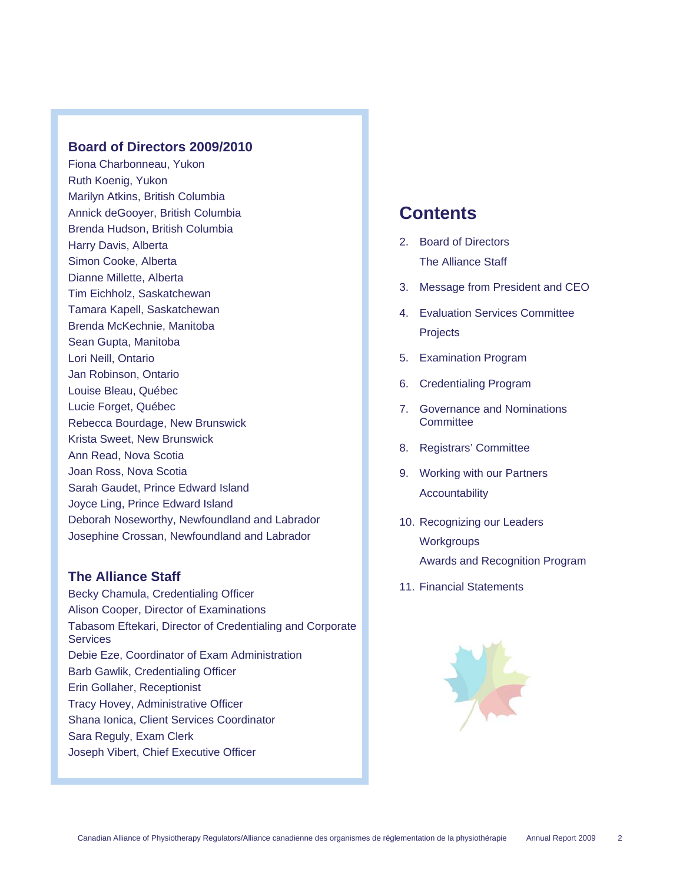## Board of Directors 2009/2010

Fiona Charbonneau, Yukon
Ruth Koenig, Yukon
Marilyn Atkins, British Columbia
Annick deGooyer, British Columbia
Brenda Hudson, British Columbia
Harry Davis, Alberta
Simon Cooke, Alberta
Dianne Millette, Alberta
Tim Eichholz, Saskatchewan
Tamara Kapell, Saskatchewan
Brenda McKechnie, Manitoba
Sean Gupta, Manitoba
Lori Neill, Ontario
Jan Robinson, Ontario
Louise Bleau, Québec
Lucie Forget, Québec
Rebecca Bourdage, New Brunswick
Krista Sweet, New Brunswick
Ann Read, Nova Scotia
Joan Ross, Nova Scotia
Sarah Gaudet, Prince Edward Island
Joyce Ling, Prince Edward Island
Deborah Noseworthy, Newfoundland and Labrador
Josephine Crossan, Newfoundland and Labrador

## The Alliance Staff

Becky Chamula, Credentialing Officer
Alison Cooper, Director of Examinations
Tabasom Eftekari, Director of Credentialing and Corporate Services
Debie Eze, Coordinator of Exam Administration
Barb Gawlik, Credentialing Officer
Erin Gollaher, Receptionist
Tracy Hovey, Administrative Officer
Shana Ionica, Client Services Coordinator
Sara Reguly, Exam Clerk
Joseph Vibert, Chief Executive Officer

# Contents

2. Board of Directors
   The Alliance Staff
3. Message from President and CEO
4. Evaluation Services Committee
   Projects
5. Examination Program
6. Credentialing Program
7. Governance and Nominations Committee
8. Registrars' Committee
9. Working with our Partners
   Accountability
10. Recognizing our Leaders
    Workgroups
    Awards and Recognition Program
11. Financial Statements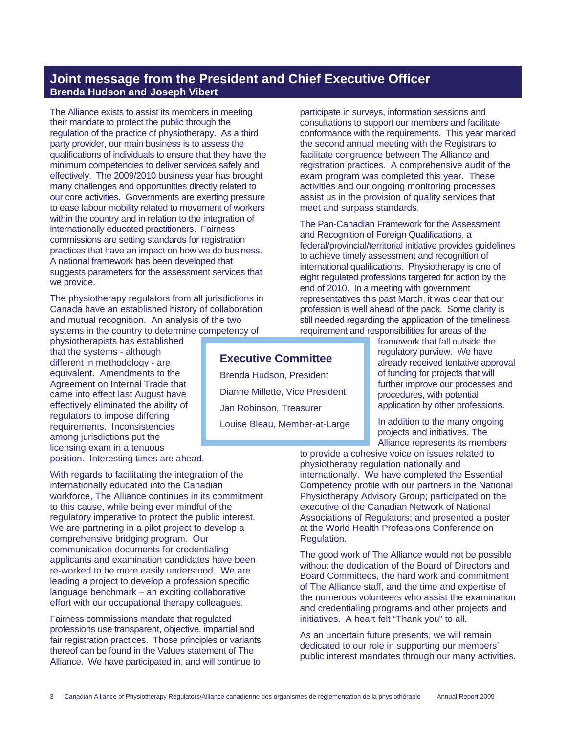## Joint message from the President and Chief Executive Officer

**Brenda Hudson and Joseph Vibert**

The Alliance exists to assist its members in meeting their mandate to protect the public through the regulation of the practice of physiotherapy. As a third party provider, our main business is to assess the qualifications of individuals to ensure that they have the minimum competencies to deliver services safely and effectively. The 2009/2010 business year has brought many challenges and opportunities directly related to our core activities. Governments are exerting pressure to ease labour mobility related to movement of workers within the country and in relation to the integration of internationally educated practitioners. Fairness commissions are setting standards for registration practices that have an impact on how we do business. A national framework has been developed that suggests parameters for the assessment services that we provide.

The physiotherapy regulators from all jurisdictions in Canada have an established history of collaboration and mutual recognition. An analysis of the two systems in the country to determine competency of physiotherapists has established that the systems - although different in methodology - are equivalent. Amendments to the Agreement on Internal Trade that came into effect last August have effectively eliminated the ability of regulators to impose differing requirements. Inconsistencies among jurisdictions put the licensing exam in a tenuous position. Interesting times are ahead.

With regards to facilitating the integration of the internationally educated into the Canadian workforce, The Alliance continues in its commitment to this cause, while being ever mindful of the regulatory imperative to protect the public interest. We are partnering in a pilot project to develop a comprehensive bridging program. Our communication documents for credentialing applicants and examination candidates have been re-worked to be more easily understood. We are leading a project to develop a profession specific language benchmark – an exciting collaborative effort with our occupational therapy colleagues.

Fairness commissions mandate that regulated professions use transparent, objective, impartial and fair registration practices. Those principles or variants thereof can be found in the Values statement of The Alliance. We have participated in, and will continue to participate in surveys, information sessions and consultations to support our members and facilitate conformance with the requirements. This year marked the second annual meeting with the Registrars to facilitate congruence between The Alliance and registration practices. A comprehensive audit of the exam program was completed this year. These activities and our ongoing monitoring processes assist us in the provision of quality services that meet and surpass standards.

The Pan-Canadian Framework for the Assessment and Recognition of Foreign Qualifications, a federal/provincial/territorial initiative provides guidelines to achieve timely assessment and recognition of international qualifications. Physiotherapy is one of eight regulated professions targeted for action by the end of 2010. In a meeting with government representatives this past March, it was clear that our profession is well ahead of the pack. Some clarity is still needed regarding the application of the timeliness requirement and responsibilities for areas of the framework that fall outside the regulatory purview. We have already received tentative approval of funding for projects that will further improve our processes and procedures, with potential application by other professions.

In addition to the many ongoing projects and initiatives, The Alliance represents its members to provide a cohesive voice on issues related to physiotherapy regulation nationally and internationally. We have completed the Essential Competency profile with our partners in the National Physiotherapy Advisory Group; participated on the executive of the Canadian Network of National Associations of Regulators; and presented a poster at the World Health Professions Conference on Regulation.

The good work of The Alliance would not be possible without the dedication of the Board of Directors and Board Committees, the hard work and commitment of The Alliance staff, and the time and expertise of the numerous volunteers who assist the examination and credentialing programs and other projects and initiatives. A heart felt "Thank you" to all.

As an uncertain future presents, we will remain dedicated to our role in supporting our members' public interest mandates through our many activities.

### Executive Committee

Brenda Hudson, President

Dianne Millette, Vice President

Jan Robinson, Treasurer

Louise Bleau, Member-at-Large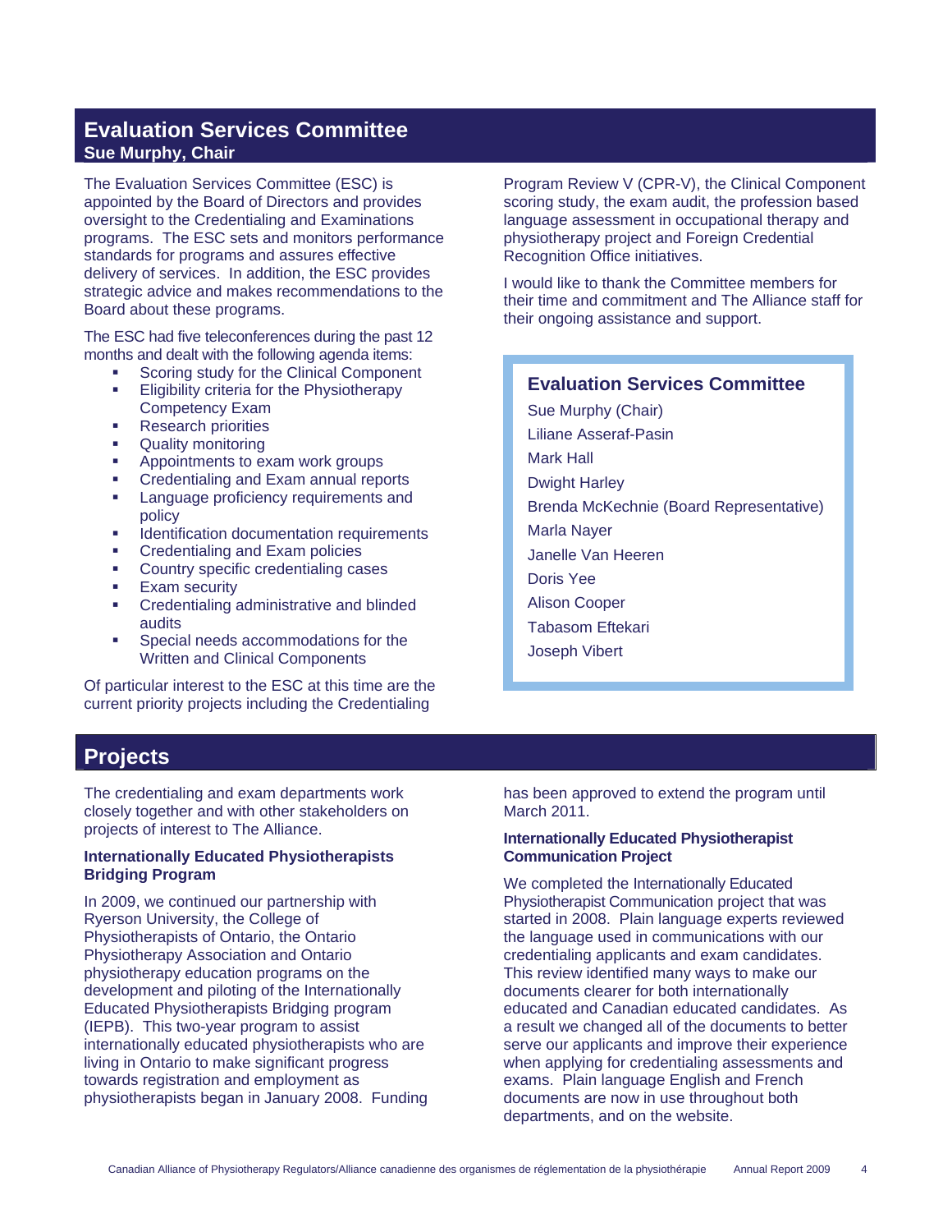## Evaluation Services Committee

**Sue Murphy, Chair**

The Evaluation Services Committee (ESC) is appointed by the Board of Directors and provides oversight to the Credentialing and Examinations programs. The ESC sets and monitors performance standards for programs and assures effective delivery of services. In addition, the ESC provides strategic advice and makes recommendations to the Board about these programs.

The ESC had five teleconferences during the past 12 months and dealt with the following agenda items:

- Scoring study for the Clinical Component
- Eligibility criteria for the Physiotherapy Competency Exam
- Research priorities
- Quality monitoring
- Appointments to exam work groups
- Credentialing and Exam annual reports
- Language proficiency requirements and policy
- Identification documentation requirements
- Credentialing and Exam policies
- Country specific credentialing cases
- Exam security
- Credentialing administrative and blinded audits
- Special needs accommodations for the Written and Clinical Components

Of particular interest to the ESC at this time are the current priority projects including the Credentialing Program Review V (CPR-V), the Clinical Component scoring study, the exam audit, the profession based language assessment in occupational therapy and physiotherapy project and Foreign Credential Recognition Office initiatives.

I would like to thank the Committee members for their time and commitment and The Alliance staff for their ongoing assistance and support.

### Evaluation Services Committee

Sue Murphy (Chair)
Liliane Asseraf-Pasin
Mark Hall
Dwight Harley
Brenda McKechnie (Board Representative)
Marla Nayer
Janelle Van Heeren
Doris Yee
Alison Cooper
Tabasom Eftekari
Joseph Vibert

## Projects

The credentialing and exam departments work closely together and with other stakeholders on projects of interest to The Alliance.

**Internationally Educated Physiotherapists Bridging Program**

In 2009, we continued our partnership with Ryerson University, the College of Physiotherapists of Ontario, the Ontario Physiotherapy Association and Ontario physiotherapy education programs on the development and piloting of the Internationally Educated Physiotherapists Bridging program (IEPB). This two-year program to assist internationally educated physiotherapists who are living in Ontario to make significant progress towards registration and employment as physiotherapists began in January 2008. Funding has been approved to extend the program until March 2011.

**Internationally Educated Physiotherapist Communication Project**

We completed the Internationally Educated Physiotherapist Communication project that was started in 2008. Plain language experts reviewed the language used in communications with our credentialing applicants and exam candidates. This review identified many ways to make our documents clearer for both internationally educated and Canadian educated candidates. As a result we changed all of the documents to better serve our applicants and improve their experience when applying for credentialing assessments and exams. Plain language English and French documents are now in use throughout both departments, and on the website.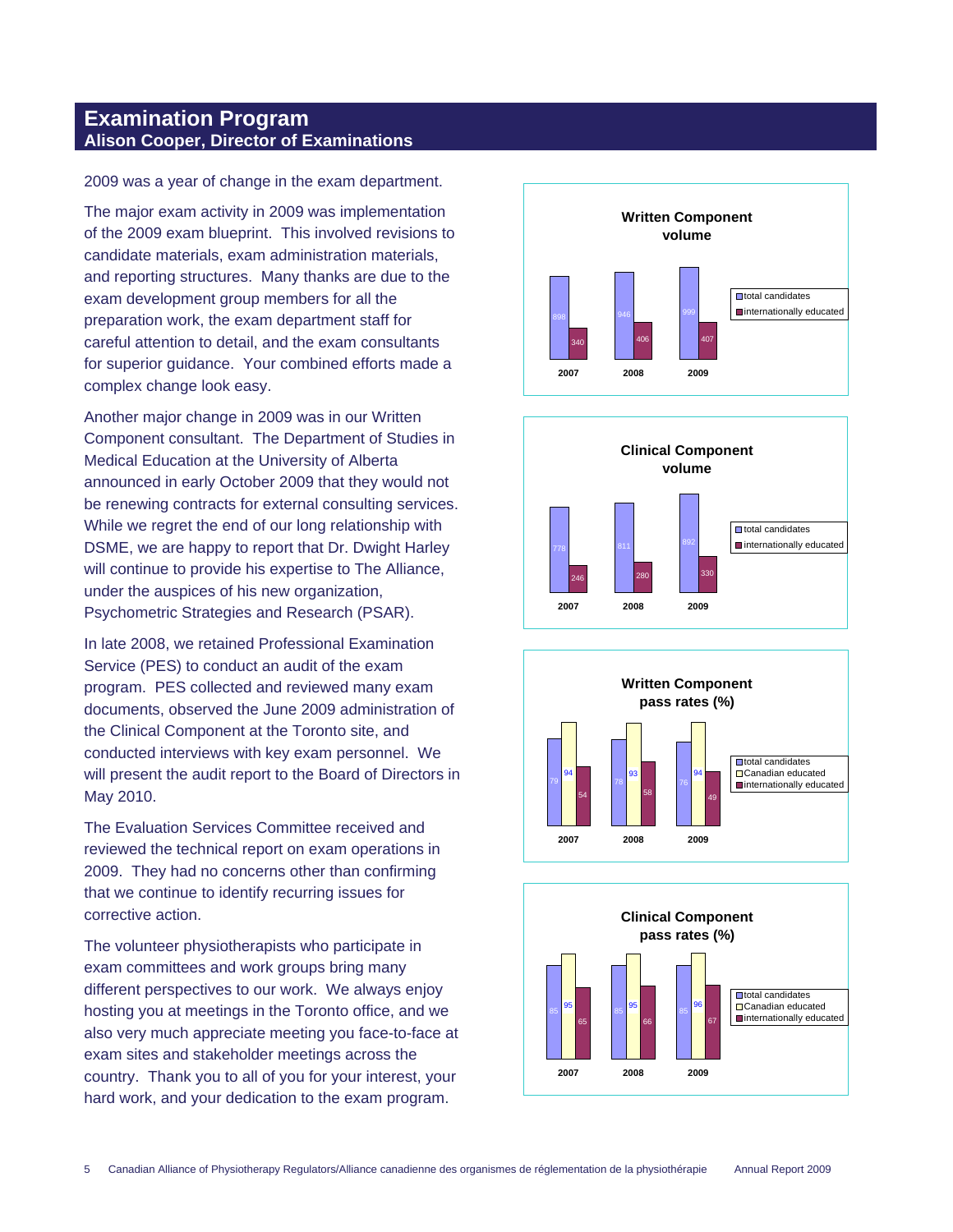## Examination Program

### Alison Cooper, Director of Examinations

2009 was a year of change in the exam department.

The major exam activity in 2009 was implementation of the 2009 exam blueprint. This involved revisions to candidate materials, exam administration materials, and reporting structures. Many thanks are due to the exam development group members for all the preparation work, the exam department staff for careful attention to detail, and the exam consultants for superior guidance. Your combined efforts made a complex change look easy.

Another major change in 2009 was in our Written Component consultant. The Department of Studies in Medical Education at the University of Alberta announced in early October 2009 that they would not be renewing contracts for external consulting services. While we regret the end of our long relationship with DSME, we are happy to report that Dr. Dwight Harley will continue to provide his expertise to The Alliance, under the auspices of his new organization, Psychometric Strategies and Research (PSAR).

In late 2008, we retained Professional Examination Service (PES) to conduct an audit of the exam program. PES collected and reviewed many exam documents, observed the June 2009 administration of the Clinical Component at the Toronto site, and conducted interviews with key exam personnel. We will present the audit report to the Board of Directors in May 2010.

The Evaluation Services Committee received and reviewed the technical report on exam operations in 2009. They had no concerns other than confirming that we continue to identify recurring issues for corrective action.

The volunteer physiotherapists who participate in exam committees and work groups bring many different perspectives to our work. We always enjoy hosting you at meetings in the Toronto office, and we also very much appreciate meeting you face-to-face at exam sites and stakeholder meetings across the country. Thank you to all of you for your interest, your hard work, and your dedication to the exam program.

**Written Component volume**

| | 2007 | 2008 | 2009 |
|---|---|---|---|
| total candidates | 898 | 946 | 999 |
| internationally educated | 340 | 406 | 407 |

**Clinical Component volume**

| | 2007 | 2008 | 2009 |
|---|---|---|---|
| total candidates | 778 | 811 | 892 |
| internationally educated | 246 | 280 | 330 |

**Written Component pass rates (%)**

| | 2007 | 2008 | 2009 |
|---|---|---|---|
| total candidates | 79 | 78 | 76 |
| Canadian educated | 94 | 93 | 94 |
| internationally educated | 54 | 58 | 49 |

**Clinical Component pass rates (%)**

| | 2007 | 2008 | 2009 |
|---|---|---|---|
| total candidates | 85 | 85 | 85 |
| Canadian educated | 95 | 95 | 96 |
| internationally educated | 65 | 66 | 67 |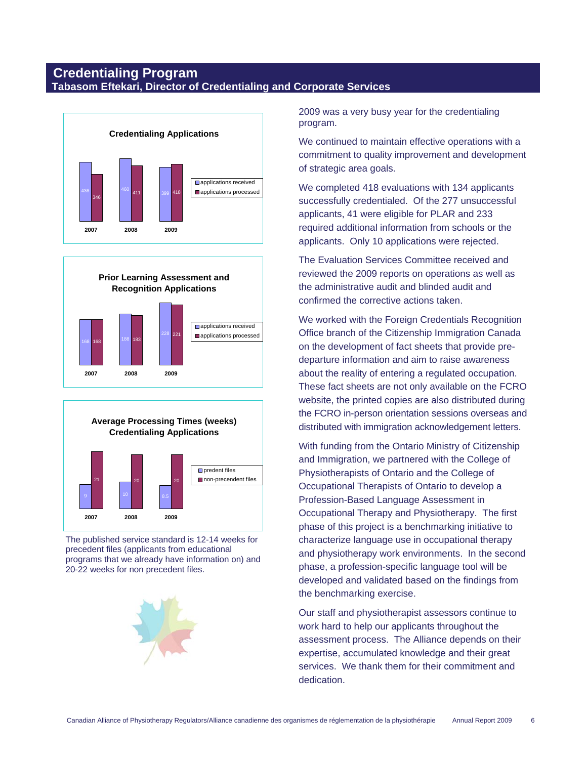# Credentialing Program

## Tabasom Eftekari, Director of Credentialing and Corporate Services

**Credentialing Applications**

| | applications received | applications processed |
|---|---|---|
| 2007 | 436 | 346 |
| 2008 | 460 | 411 |
| 2009 | 399 | 418 |

**Prior Learning Assessment and Recognition Applications**

| | applications received | applications processed |
|---|---|---|
| 2007 | 168 | 168 |
| 2008 | 188 | 183 |
| 2009 | 228 | 221 |

**Average Processing Times (weeks) Credentialing Applications**

| | predent files | non-precendent files |
|---|---|---|
| 2007 | 9 | 21 |
| 2008 | 10 | 20 |
| 2009 | 8.5 | 20 |

The published service standard is 12-14 weeks for precedent files (applicants from educational programs that we already have information on) and 20-22 weeks for non precedent files.

2009 was a very busy year for the credentialing program.

We continued to maintain effective operations with a commitment to quality improvement and development of strategic area goals.

We completed 418 evaluations with 134 applicants successfully credentialed. Of the 277 unsuccessful applicants, 41 were eligible for PLAR and 233 required additional information from schools or the applicants. Only 10 applications were rejected.

The Evaluation Services Committee received and reviewed the 2009 reports on operations as well as the administrative audit and blinded audit and confirmed the corrective actions taken.

We worked with the Foreign Credentials Recognition Office branch of the Citizenship Immigration Canada on the development of fact sheets that provide pre-departure information and aim to raise awareness about the reality of entering a regulated occupation. These fact sheets are not only available on the FCRO website, the printed copies are also distributed during the FCRO in-person orientation sessions overseas and distributed with immigration acknowledgement letters.

With funding from the Ontario Ministry of Citizenship and Immigration, we partnered with the College of Physiotherapists of Ontario and the College of Occupational Therapists of Ontario to develop a Profession-Based Language Assessment in Occupational Therapy and Physiotherapy. The first phase of this project is a benchmarking initiative to characterize language use in occupational therapy and physiotherapy work environments. In the second phase, a profession-specific language tool will be developed and validated based on the findings from the benchmarking exercise.

Our staff and physiotherapist assessors continue to work hard to help our applicants throughout the assessment process. The Alliance depends on their expertise, accumulated knowledge and their great services. We thank them for their commitment and dedication.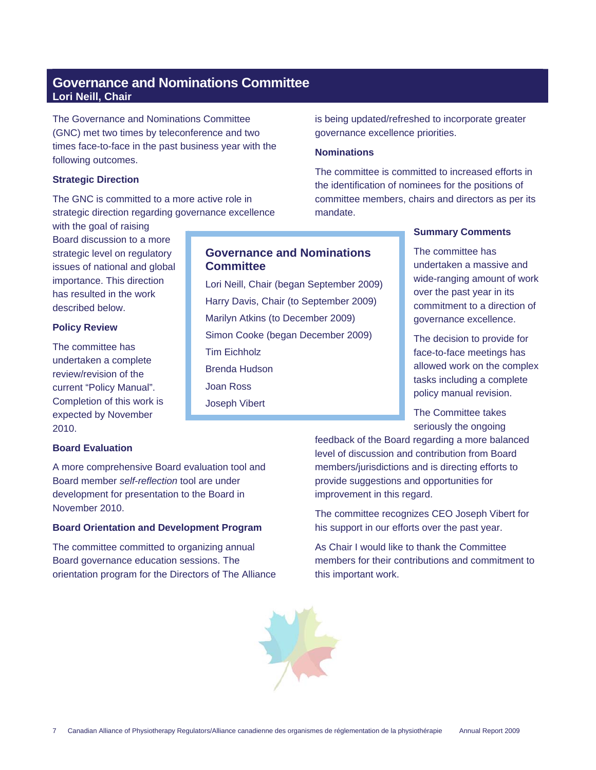## Governance and Nominations Committee

**Lori Neill, Chair**

The Governance and Nominations Committee (GNC) met two times by teleconference and two times face-to-face in the past business year with the following outcomes.

### Strategic Direction

The GNC is committed to a more active role in strategic direction regarding governance excellence with the goal of raising Board discussion to a more strategic level on regulatory issues of national and global importance. This direction has resulted in the work described below.

### Policy Review

The committee has undertaken a complete review/revision of the current "Policy Manual". Completion of this work is expected by November 2010.

### Board Evaluation

A more comprehensive Board evaluation tool and Board member *self-reflection* tool are under development for presentation to the Board in November 2010.

### Board Orientation and Development Program

The committee committed to organizing annual Board governance education sessions. The orientation program for the Directors of The Alliance is being updated/refreshed to incorporate greater governance excellence priorities.

### Nominations

The committee is committed to increased efforts in the identification of nominees for the positions of committee members, chairs and directors as per its mandate.

### Summary Comments

The committee has undertaken a massive and wide-ranging amount of work over the past year in its commitment to a direction of governance excellence.

The decision to provide for face-to-face meetings has allowed work on the complex tasks including a complete policy manual revision.

The Committee takes seriously the ongoing feedback of the Board regarding a more balanced level of discussion and contribution from Board members/jurisdictions and is directing efforts to provide suggestions and opportunities for improvement in this regard.

The committee recognizes CEO Joseph Vibert for his support in our efforts over the past year.

As Chair I would like to thank the Committee members for their contributions and commitment to this important work.

### Governance and Nominations Committee

Lori Neill, Chair (began September 2009)
Harry Davis, Chair (to September 2009)
Marilyn Atkins (to December 2009)
Simon Cooke (began December 2009)
Tim Eichholz
Brenda Hudson
Joan Ross
Joseph Vibert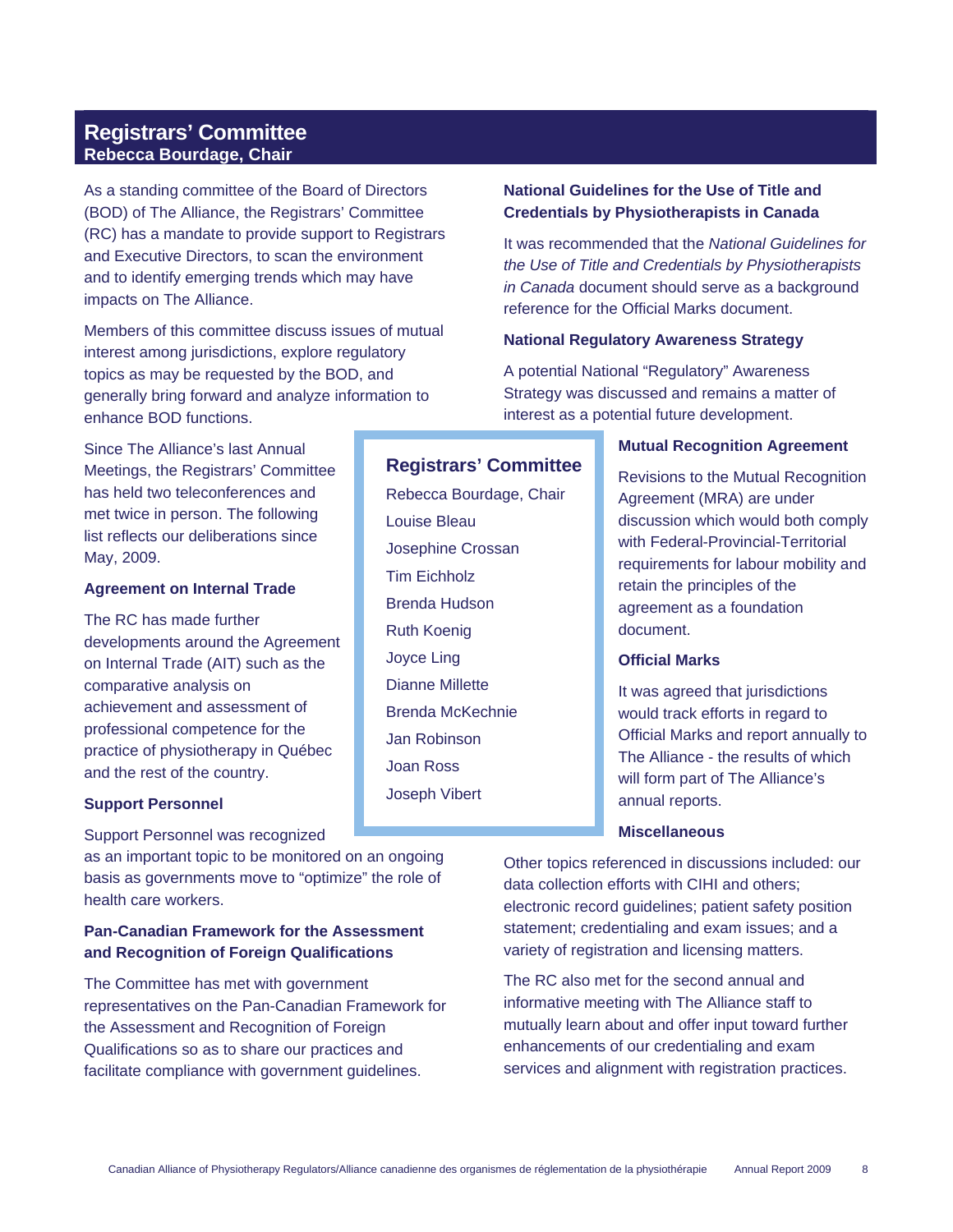## Registrars' Committee

**Rebecca Bourdage, Chair**

As a standing committee of the Board of Directors (BOD) of The Alliance, the Registrars' Committee (RC) has a mandate to provide support to Registrars and Executive Directors, to scan the environment and to identify emerging trends which may have impacts on The Alliance.

Members of this committee discuss issues of mutual interest among jurisdictions, explore regulatory topics as may be requested by the BOD, and generally bring forward and analyze information to enhance BOD functions.

Since The Alliance's last Annual Meetings, the Registrars' Committee has held two teleconferences and met twice in person. The following list reflects our deliberations since May, 2009.

### Agreement on Internal Trade

The RC has made further developments around the Agreement on Internal Trade (AIT) such as the comparative analysis on achievement and assessment of professional competence for the practice of physiotherapy in Québec and the rest of the country.

### Support Personnel

Support Personnel was recognized as an important topic to be monitored on an ongoing basis as governments move to "optimize" the role of health care workers.

### Pan-Canadian Framework for the Assessment and Recognition of Foreign Qualifications

The Committee has met with government representatives on the Pan-Canadian Framework for the Assessment and Recognition of Foreign Qualifications so as to share our practices and facilitate compliance with government guidelines.

### National Guidelines for the Use of Title and Credentials by Physiotherapists in Canada

It was recommended that the *National Guidelines for the Use of Title and Credentials by Physiotherapists in Canada* document should serve as a background reference for the Official Marks document.

### National Regulatory Awareness Strategy

A potential National "Regulatory" Awareness Strategy was discussed and remains a matter of interest as a potential future development.

### Mutual Recognition Agreement

Revisions to the Mutual Recognition Agreement (MRA) are under discussion which would both comply with Federal-Provincial-Territorial requirements for labour mobility and retain the principles of the agreement as a foundation document.

### Official Marks

It was agreed that jurisdictions would track efforts in regard to Official Marks and report annually to The Alliance - the results of which will form part of The Alliance's annual reports.

### Miscellaneous

Other topics referenced in discussions included: our data collection efforts with CIHI and others; electronic record guidelines; patient safety position statement; credentialing and exam issues; and a variety of registration and licensing matters.

The RC also met for the second annual and informative meeting with The Alliance staff to mutually learn about and offer input toward further enhancements of our credentialing and exam services and alignment with registration practices.

### Registrars' Committee

Rebecca Bourdage, Chair
Louise Bleau
Josephine Crossan
Tim Eichholz
Brenda Hudson
Ruth Koenig
Joyce Ling
Dianne Millette
Brenda McKechnie
Jan Robinson
Joan Ross
Joseph Vibert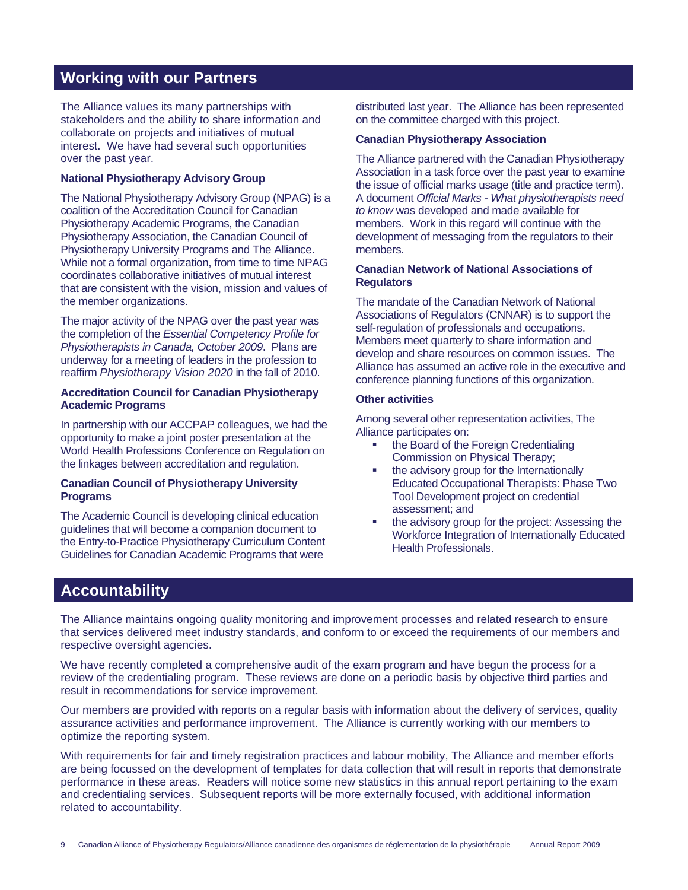## Working with our Partners

The Alliance values its many partnerships with stakeholders and the ability to share information and collaborate on projects and initiatives of mutual interest. We have had several such opportunities over the past year.

### National Physiotherapy Advisory Group

The National Physiotherapy Advisory Group (NPAG) is a coalition of the Accreditation Council for Canadian Physiotherapy Academic Programs, the Canadian Physiotherapy Association, the Canadian Council of Physiotherapy University Programs and The Alliance. While not a formal organization, from time to time NPAG coordinates collaborative initiatives of mutual interest that are consistent with the vision, mission and values of the member organizations.

The major activity of the NPAG over the past year was the completion of the *Essential Competency Profile for Physiotherapists in Canada, October 2009*. Plans are underway for a meeting of leaders in the profession to reaffirm *Physiotherapy Vision 2020* in the fall of 2010.

### Accreditation Council for Canadian Physiotherapy Academic Programs

In partnership with our ACCPAP colleagues, we had the opportunity to make a joint poster presentation at the World Health Professions Conference on Regulation on the linkages between accreditation and regulation.

### Canadian Council of Physiotherapy University Programs

The Academic Council is developing clinical education guidelines that will become a companion document to the Entry-to-Practice Physiotherapy Curriculum Content Guidelines for Canadian Academic Programs that were distributed last year. The Alliance has been represented on the committee charged with this project.

### Canadian Physiotherapy Association

The Alliance partnered with the Canadian Physiotherapy Association in a task force over the past year to examine the issue of official marks usage (title and practice term). A document *Official Marks - What physiotherapists need to know* was developed and made available for members. Work in this regard will continue with the development of messaging from the regulators to their members.

### Canadian Network of National Associations of Regulators

The mandate of the Canadian Network of National Associations of Regulators (CNNAR) is to support the self-regulation of professionals and occupations. Members meet quarterly to share information and develop and share resources on common issues. The Alliance has assumed an active role in the executive and conference planning functions of this organization.

### Other activities

Among several other representation activities, The Alliance participates on:

- the Board of the Foreign Credentialing Commission on Physical Therapy;
- the advisory group for the Internationally Educated Occupational Therapists: Phase Two Tool Development project on credential assessment; and
- the advisory group for the project: Assessing the Workforce Integration of Internationally Educated Health Professionals.

## Accountability

The Alliance maintains ongoing quality monitoring and improvement processes and related research to ensure that services delivered meet industry standards, and conform to or exceed the requirements of our members and respective oversight agencies.

We have recently completed a comprehensive audit of the exam program and have begun the process for a review of the credentialing program. These reviews are done on a periodic basis by objective third parties and result in recommendations for service improvement.

Our members are provided with reports on a regular basis with information about the delivery of services, quality assurance activities and performance improvement. The Alliance is currently working with our members to optimize the reporting system.

With requirements for fair and timely registration practices and labour mobility, The Alliance and member efforts are being focussed on the development of templates for data collection that will result in reports that demonstrate performance in these areas. Readers will notice some new statistics in this annual report pertaining to the exam and credentialing services. Subsequent reports will be more externally focused, with additional information related to accountability.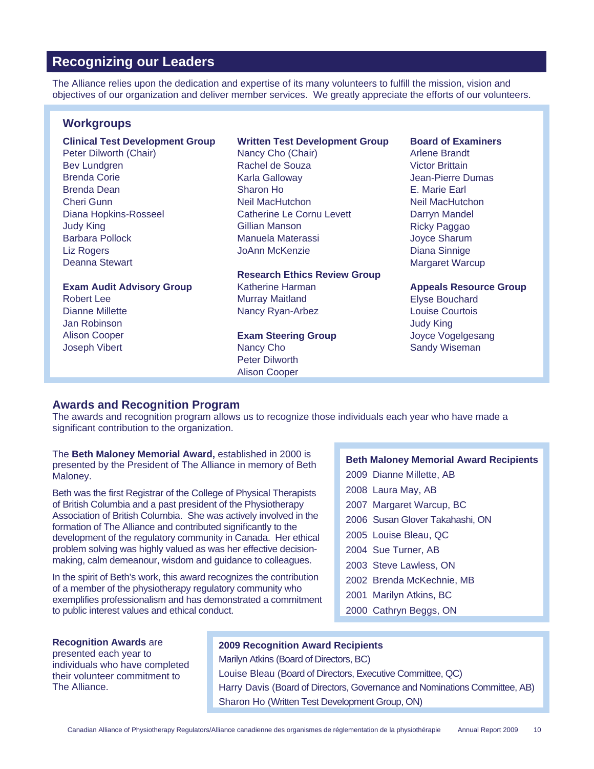## Recognizing our Leaders

The Alliance relies upon the dedication and expertise of its many volunteers to fulfill the mission, vision and objectives of our organization and deliver member services. We greatly appreciate the efforts of our volunteers.

### Workgroups

**Clinical Test Development Group**
Peter Dilworth (Chair)
Bev Lundgren
Brenda Corie
Brenda Dean
Cheri Gunn
Diana Hopkins-Rosseel
Judy King
Barbara Pollock
Liz Rogers
Deanna Stewart

**Exam Audit Advisory Group**
Robert Lee
Dianne Millette
Jan Robinson
Alison Cooper
Joseph Vibert

**Written Test Development Group**
Nancy Cho (Chair)
Rachel de Souza
Karla Galloway
Sharon Ho
Neil MacHutchon
Catherine Le Cornu Levett
Gillian Manson
Manuela Materassi
JoAnn McKenzie

**Research Ethics Review Group**
Katherine Harman
Murray Maitland
Nancy Ryan-Arbez

**Exam Steering Group**
Nancy Cho
Peter Dilworth
Alison Cooper

**Board of Examiners**
Arlene Brandt
Victor Brittain
Jean-Pierre Dumas
E. Marie Earl
Neil MacHutchon
Darryn Mandel
Ricky Paggao
Joyce Sharum
Diana Sinnige
Margaret Warcup

**Appeals Resource Group**
Elyse Bouchard
Louise Courtois
Judy King
Joyce Vogelgesang
Sandy Wiseman

### Awards and Recognition Program

The awards and recognition program allows us to recognize those individuals each year who have made a significant contribution to the organization.

The **Beth Maloney Memorial Award,** established in 2000 is presented by the President of The Alliance in memory of Beth Maloney.

Beth was the first Registrar of the College of Physical Therapists of British Columbia and a past president of the Physiotherapy Association of British Columbia. She was actively involved in the formation of The Alliance and contributed significantly to the development of the regulatory community in Canada. Her ethical problem solving was highly valued as was her effective decision-making, calm demeanour, wisdom and guidance to colleagues.

In the spirit of Beth's work, this award recognizes the contribution of a member of the physiotherapy regulatory community who exemplifies professionalism and has demonstrated a commitment to public interest values and ethical conduct.

**Beth Maloney Memorial Award Recipients**

- 2009 Dianne Millette, AB
- 2008 Laura May, AB
- 2007 Margaret Warcup, BC
- 2006 Susan Glover Takahashi, ON
- 2005 Louise Bleau, QC
- 2004 Sue Turner, AB
- 2003 Steve Lawless, ON
- 2002 Brenda McKechnie, MB
- 2001 Marilyn Atkins, BC
- 2000 Cathryn Beggs, ON

**Recognition Awards** are presented each year to individuals who have completed their volunteer commitment to The Alliance.

**2009 Recognition Award Recipients**

Marilyn Atkins (Board of Directors, BC)
Louise Bleau (Board of Directors, Executive Committee, QC)
Harry Davis (Board of Directors, Governance and Nominations Committee, AB)
Sharon Ho (Written Test Development Group, ON)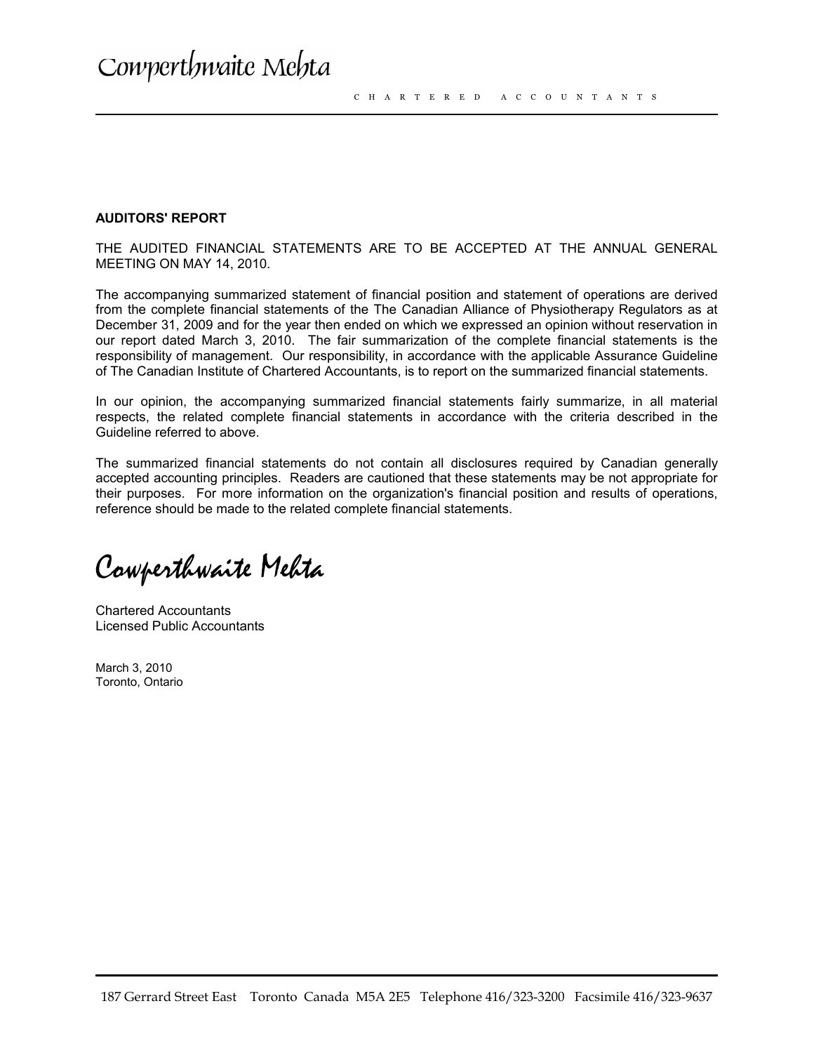Cowperthwaite Mehta

CHARTERED ACCOUNTANTS

**AUDITORS' REPORT**

THE AUDITED FINANCIAL STATEMENTS ARE TO BE ACCEPTED AT THE ANNUAL GENERAL MEETING ON MAY 14, 2010.

The accompanying summarized statement of financial position and statement of operations are derived from the complete financial statements of the The Canadian Alliance of Physiotherapy Regulators as at December 31, 2009 and for the year then ended on which we expressed an opinion without reservation in our report dated March 3, 2010. The fair summarization of the complete financial statements is the responsibility of management. Our responsibility, in accordance with the applicable Assurance Guideline of The Canadian Institute of Chartered Accountants, is to report on the summarized financial statements.

In our opinion, the accompanying summarized financial statements fairly summarize, in all material respects, the related complete financial statements in accordance with the criteria described in the Guideline referred to above.

The summarized financial statements do not contain all disclosures required by Canadian generally accepted accounting principles. Readers are cautioned that these statements may be not appropriate for their purposes. For more information on the organization's financial position and results of operations, reference should be made to the related complete financial statements.

Cowperthwaite Mehta

Chartered Accountants
Licensed Public Accountants

March 3, 2010
Toronto, Ontario

187 Gerrard Street East Toronto Canada M5A 2E5 Telephone 416/323-3200 Facsimile 416/323-9637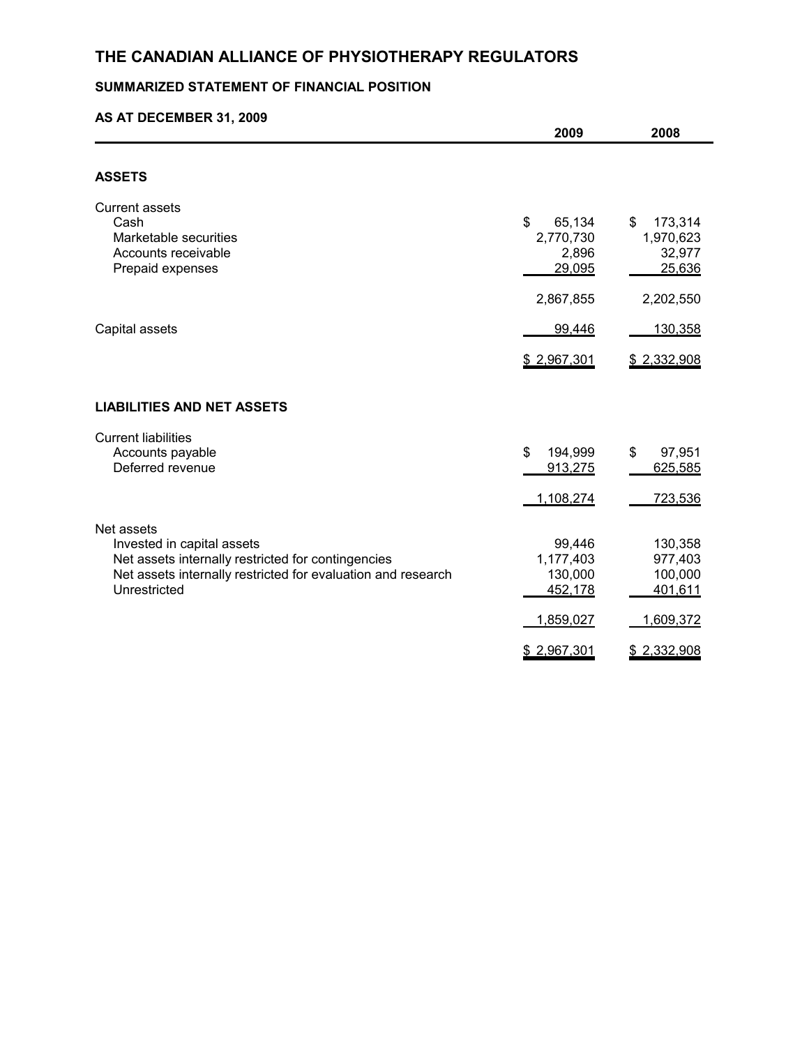# THE CANADIAN ALLIANCE OF PHYSIOTHERAPY REGULATORS

## SUMMARIZED STATEMENT OF FINANCIAL POSITION

### AS AT DECEMBER 31, 2009

| | 2009 | 2008 |
|---|---|---|
| **ASSETS** | | |
| Current assets | | |
| Cash | $ 65,134 | $ 173,314 |
| Marketable securities | 2,770,730 | 1,970,623 |
| Accounts receivable | 2,896 | 32,977 |
| Prepaid expenses | 29,095 | 25,636 |
| | 2,867,855 | 2,202,550 |
| Capital assets | 99,446 | 130,358 |
| | $ 2,967,301 | $ 2,332,908 |
| **LIABILITIES AND NET ASSETS** | | |
| Current liabilities | | |
| Accounts payable | $ 194,999 | $ 97,951 |
| Deferred revenue | 913,275 | 625,585 |
| | 1,108,274 | 723,536 |
| Net assets | | |
| Invested in capital assets | 99,446 | 130,358 |
| Net assets internally restricted for contingencies | 1,177,403 | 977,403 |
| Net assets internally restricted for evaluation and research | 130,000 | 100,000 |
| Unrestricted | 452,178 | 401,611 |
| | 1,859,027 | 1,609,372 |
| | $ 2,967,301 | $ 2,332,908 |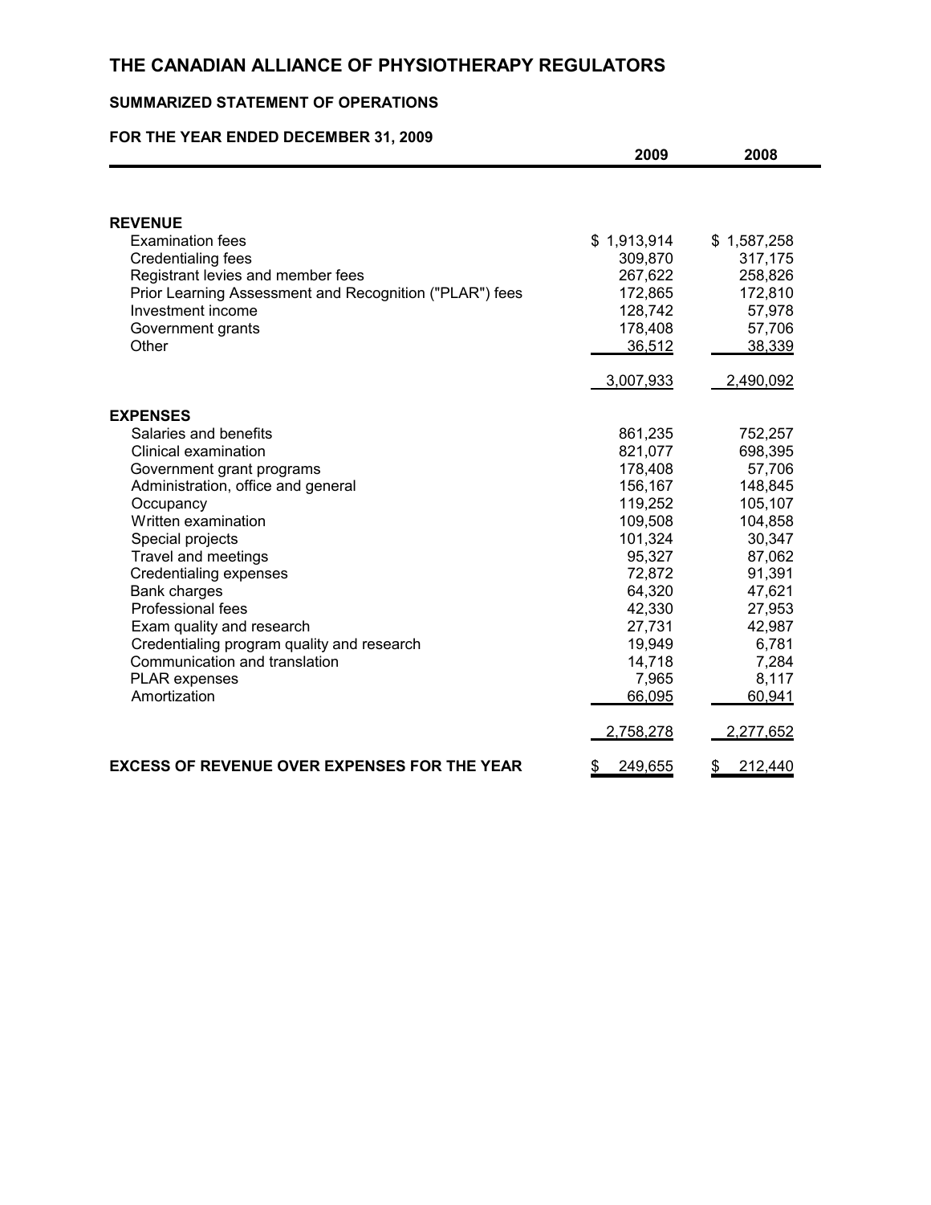# THE CANADIAN ALLIANCE OF PHYSIOTHERAPY REGULATORS

## SUMMARIZED STATEMENT OF OPERATIONS

### FOR THE YEAR ENDED DECEMBER 31, 2009

| | 2009 | 2008 |
|---|---|---|
| **REVENUE** | | |
| Examination fees | $ 1,913,914 | $ 1,587,258 |
| Credentialing fees | 309,870 | 317,175 |
| Registrant levies and member fees | 267,622 | 258,826 |
| Prior Learning Assessment and Recognition ("PLAR") fees | 172,865 | 172,810 |
| Investment income | 128,742 | 57,978 |
| Government grants | 178,408 | 57,706 |
| Other | 36,512 | 38,339 |
| | 3,007,933 | 2,490,092 |
| **EXPENSES** | | |
| Salaries and benefits | 861,235 | 752,257 |
| Clinical examination | 821,077 | 698,395 |
| Government grant programs | 178,408 | 57,706 |
| Administration, office and general | 156,167 | 148,845 |
| Occupancy | 119,252 | 105,107 |
| Written examination | 109,508 | 104,858 |
| Special projects | 101,324 | 30,347 |
| Travel and meetings | 95,327 | 87,062 |
| Credentialing expenses | 72,872 | 91,391 |
| Bank charges | 64,320 | 47,621 |
| Professional fees | 42,330 | 27,953 |
| Exam quality and research | 27,731 | 42,987 |
| Credentialing program quality and research | 19,949 | 6,781 |
| Communication and translation | 14,718 | 7,284 |
| PLAR expenses | 7,965 | 8,117 |
| Amortization | 66,095 | 60,941 |
| | 2,758,278 | 2,277,652 |
| **EXCESS OF REVENUE OVER EXPENSES FOR THE YEAR** | $ 249,655 | $ 212,440 |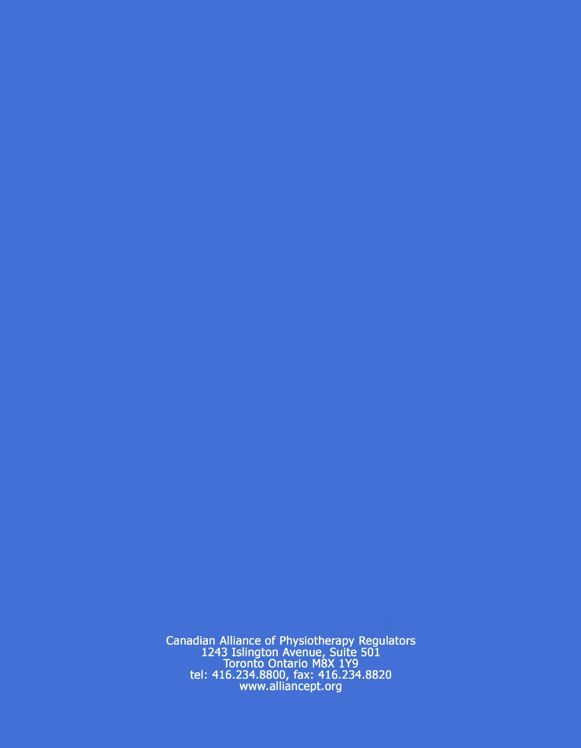Canadian Alliance of Physiotherapy Regulators
1243 Islington Avenue, Suite 501
Toronto Ontario M8X 1Y9
tel: 416.234.8800, fax: 416.234.8820
www.alliancept.org